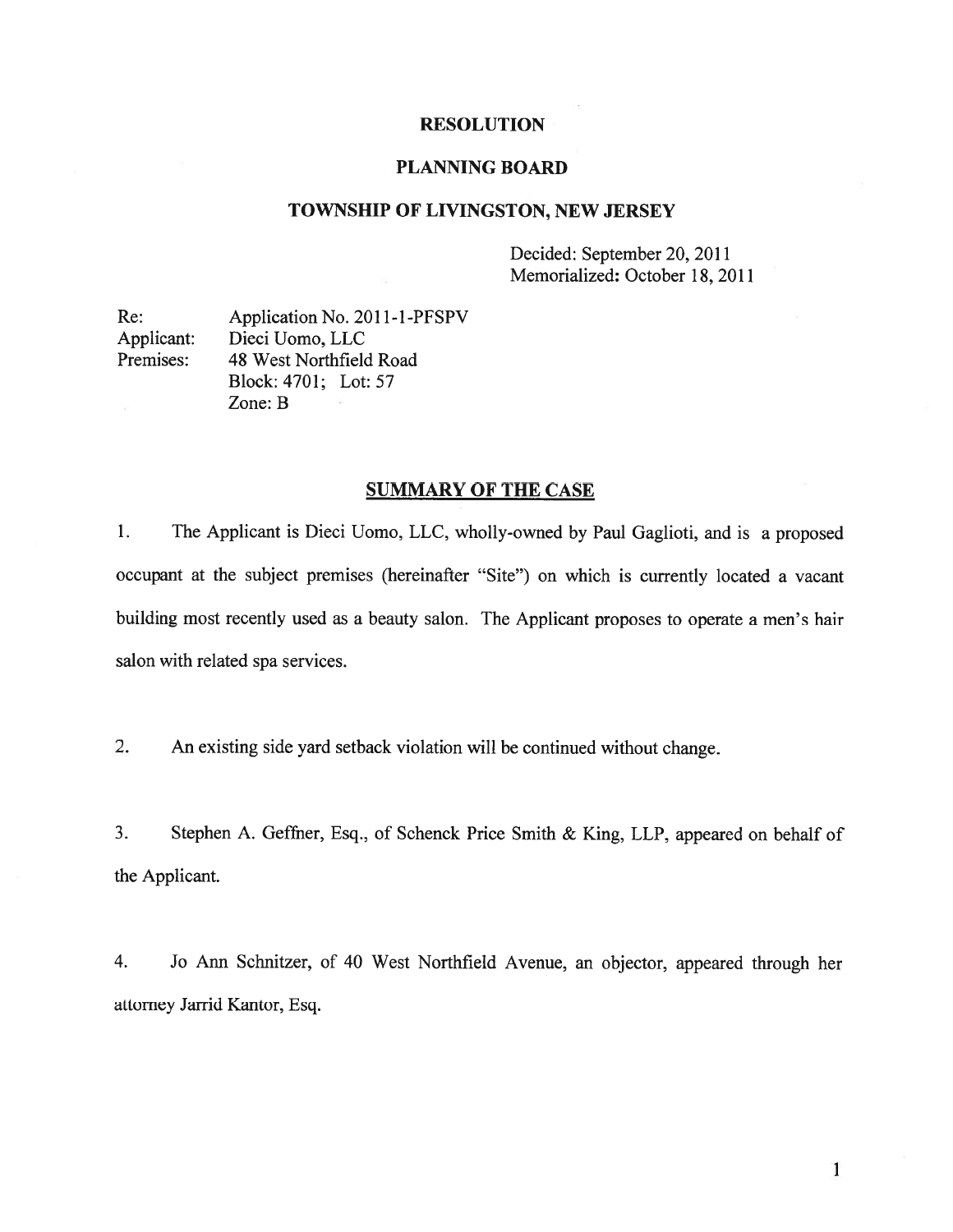# RESOLUTION

## PLANNING BOARD

## TOWNSHIP OF LIVINGSTON, NEW JERSEY

Decided: September 20, 2011
Memorialized: October 18, 2011

Re: Application No. 2011-1-PFSPV
Applicant: Dieci Uomo, LLC
Premises: 48 West Northfield Road
Block: 4701; Lot: 57
Zone: B

## SUMMARY OF THE CASE

1. The Applicant is Dieci Uomo, LLC, wholly-owned by Paul Gaglioti, and is a proposed occupant at the subject premises (hereinafter "Site") on which is currently located a vacant building most recently used as a beauty salon. The Applicant proposes to operate a men's hair salon with related spa services.

2. An existing side yard setback violation will be continued without change.

3. Stephen A. Geffner, Esq., of Schenck Price Smith & King, LLP, appeared on behalf of the Applicant.

4. Jo Ann Schnitzer, of 40 West Northfield Avenue, an objector, appeared through her attorney Jarrid Kantor, Esq.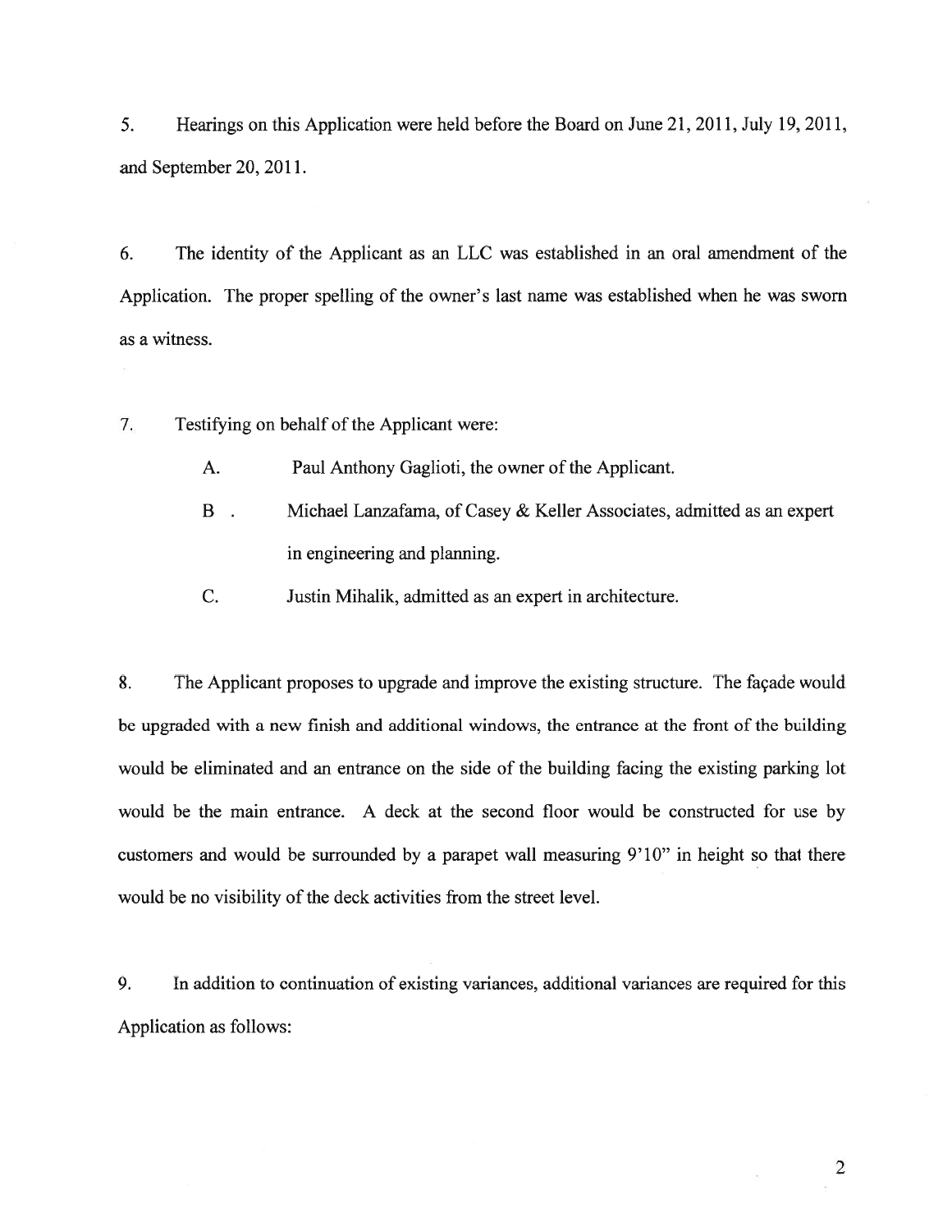5. Hearings on this Application were held before the Board on June 21, 2011, July 19, 2011, and September 20, 2011.

6. The identity of the Applicant as an LLC was established in an oral amendment of the Application. The proper spelling of the owner's last name was established when he was sworn as a witness.

7. Testifying on behalf of the Applicant were:

   A. Paul Anthony Gaglioti, the owner of the Applicant.

   B. Michael Lanzafama, of Casey & Keller Associates, admitted as an expert in engineering and planning.

   C. Justin Mihalik, admitted as an expert in architecture.

8. The Applicant proposes to upgrade and improve the existing structure. The façade would be upgraded with a new finish and additional windows, the entrance at the front of the building would be eliminated and an entrance on the side of the building facing the existing parking lot would be the main entrance. A deck at the second floor would be constructed for use by customers and would be surrounded by a parapet wall measuring 9'10" in height so that there would be no visibility of the deck activities from the street level.

9. In addition to continuation of existing variances, additional variances are required for this Application as follows: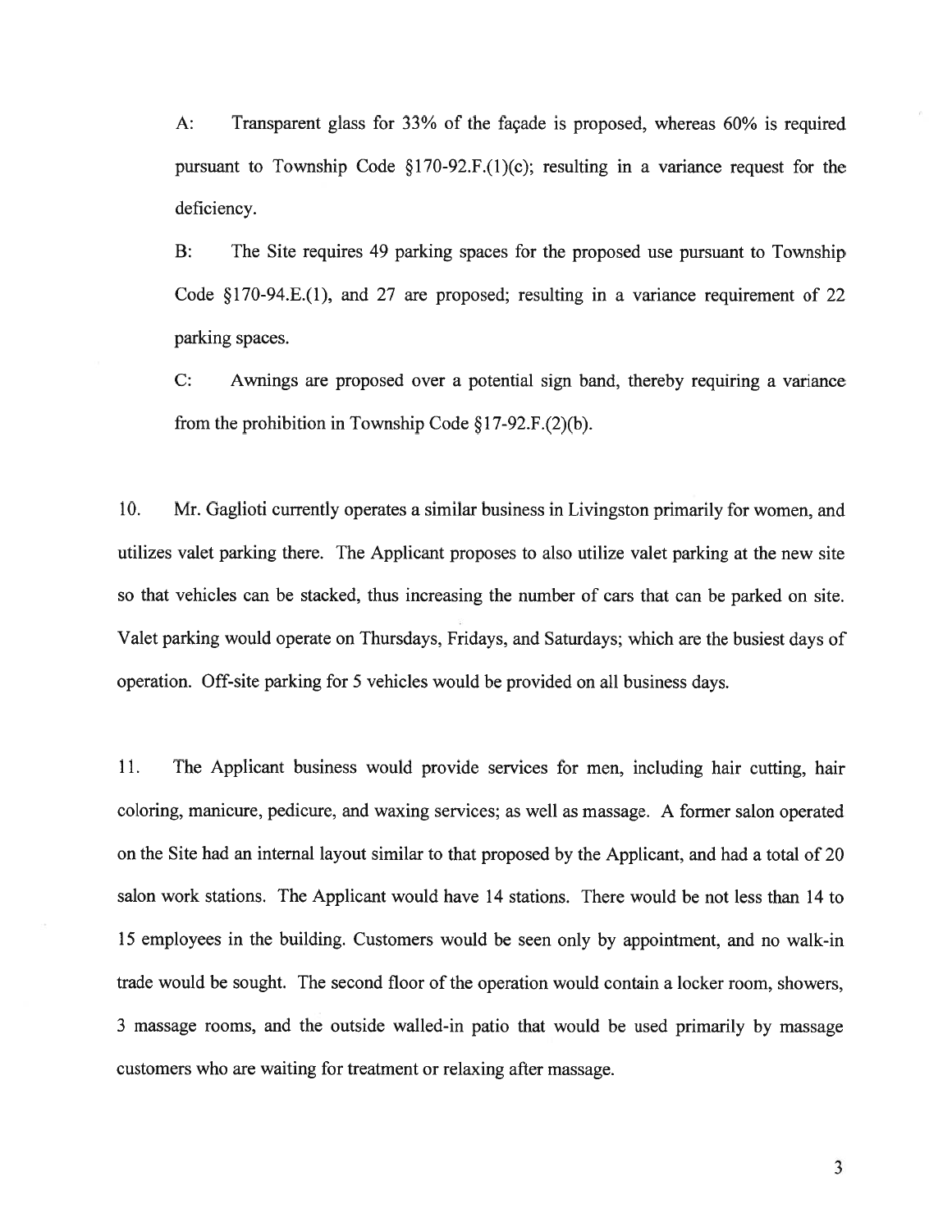A: Transparent glass for 33% of the façade is proposed, whereas 60% is required pursuant to Township Code §170-92.F.(1)(c); resulting in a variance request for the deficiency.

B: The Site requires 49 parking spaces for the proposed use pursuant to Township Code §170-94.E.(1), and 27 are proposed; resulting in a variance requirement of 22 parking spaces.

C: Awnings are proposed over a potential sign band, thereby requiring a variance from the prohibition in Township Code §17-92.F.(2)(b).

10. Mr. Gaglioti currently operates a similar business in Livingston primarily for women, and utilizes valet parking there. The Applicant proposes to also utilize valet parking at the new site so that vehicles can be stacked, thus increasing the number of cars that can be parked on site. Valet parking would operate on Thursdays, Fridays, and Saturdays; which are the busiest days of operation. Off-site parking for 5 vehicles would be provided on all business days.

11. The Applicant business would provide services for men, including hair cutting, hair coloring, manicure, pedicure, and waxing services; as well as massage. A former salon operated on the Site had an internal layout similar to that proposed by the Applicant, and had a total of 20 salon work stations. The Applicant would have 14 stations. There would be not less than 14 to 15 employees in the building. Customers would be seen only by appointment, and no walk-in trade would be sought. The second floor of the operation would contain a locker room, showers, 3 massage rooms, and the outside walled-in patio that would be used primarily by massage customers who are waiting for treatment or relaxing after massage.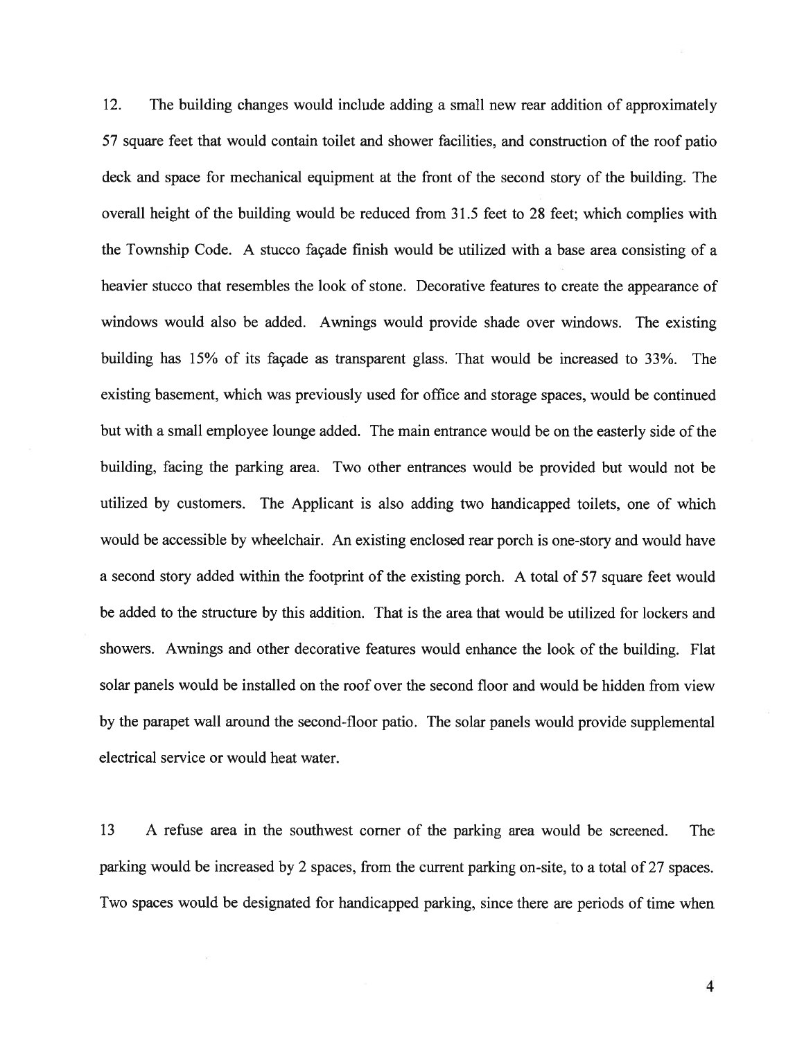12. The building changes would include adding a small new rear addition of approximately 57 square feet that would contain toilet and shower facilities, and construction of the roof patio deck and space for mechanical equipment at the front of the second story of the building. The overall height of the building would be reduced from 31.5 feet to 28 feet; which complies with the Township Code. A stucco façade finish would be utilized with a base area consisting of a heavier stucco that resembles the look of stone. Decorative features to create the appearance of windows would also be added. Awnings would provide shade over windows. The existing building has 15% of its façade as transparent glass. That would be increased to 33%. The existing basement, which was previously used for office and storage spaces, would be continued but with a small employee lounge added. The main entrance would be on the easterly side of the building, facing the parking area. Two other entrances would be provided but would not be utilized by customers. The Applicant is also adding two handicapped toilets, one of which would be accessible by wheelchair. An existing enclosed rear porch is one-story and would have a second story added within the footprint of the existing porch. A total of 57 square feet would be added to the structure by this addition. That is the area that would be utilized for lockers and showers. Awnings and other decorative features would enhance the look of the building. Flat solar panels would be installed on the roof over the second floor and would be hidden from view by the parapet wall around the second-floor patio. The solar panels would provide supplemental electrical service or would heat water.

13 A refuse area in the southwest corner of the parking area would be screened. The parking would be increased by 2 spaces, from the current parking on-site, to a total of 27 spaces. Two spaces would be designated for handicapped parking, since there are periods of time when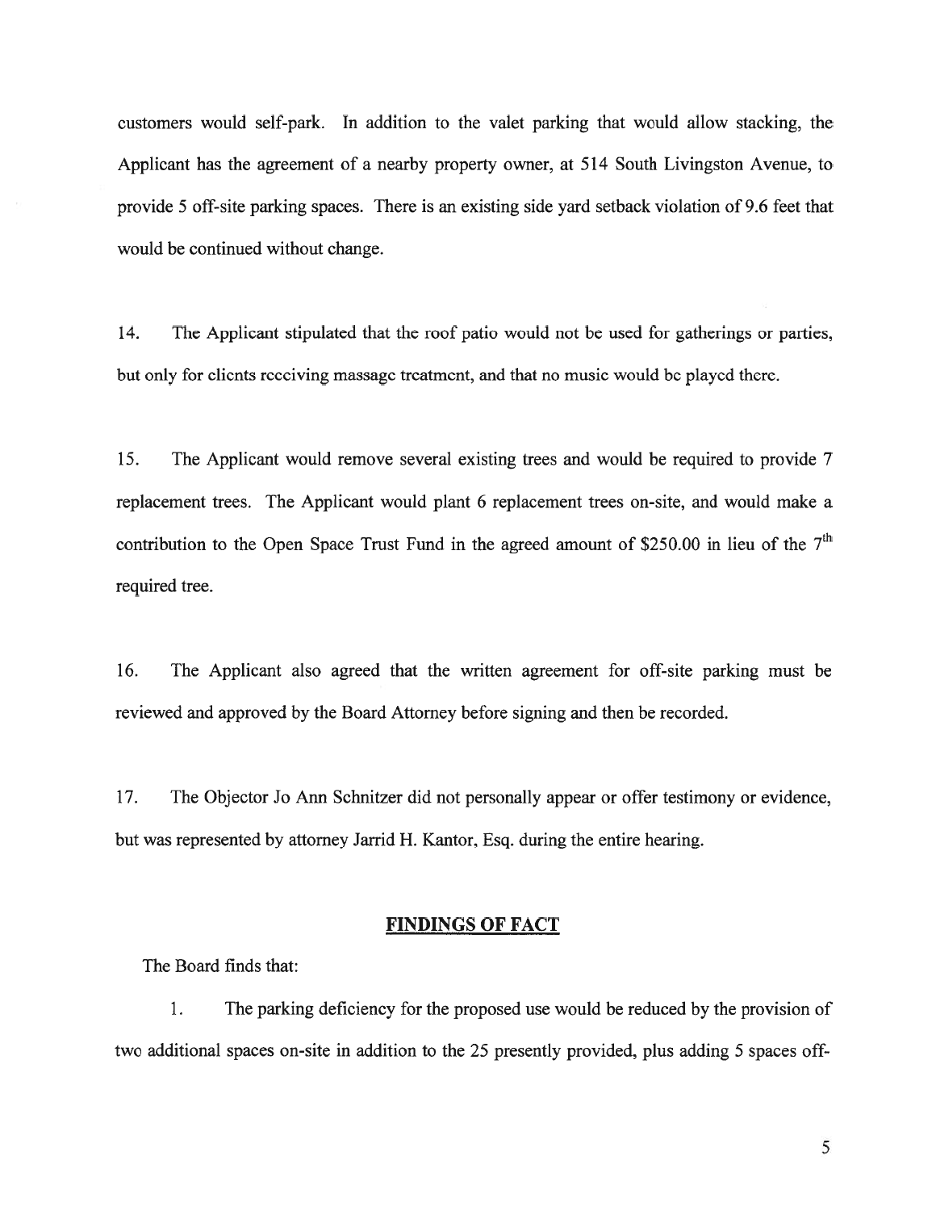customers would self-park. In addition to the valet parking that would allow stacking, the Applicant has the agreement of a nearby property owner, at 514 South Livingston Avenue, to provide 5 off-site parking spaces. There is an existing side yard setback violation of 9.6 feet that would be continued without change.

14. The Applicant stipulated that the roof patio would not be used for gatherings or parties, but only for clients receiving massage treatment, and that no music would be played there.

15. The Applicant would remove several existing trees and would be required to provide 7 replacement trees. The Applicant would plant 6 replacement trees on-site, and would make a contribution to the Open Space Trust Fund in the agreed amount of $250.00 in lieu of the 7th required tree.

16. The Applicant also agreed that the written agreement for off-site parking must be reviewed and approved by the Board Attorney before signing and then be recorded.

17. The Objector Jo Ann Schnitzer did not personally appear or offer testimony or evidence, but was represented by attorney Jarrid H. Kantor, Esq. during the entire hearing.

## FINDINGS OF FACT

The Board finds that:

1. The parking deficiency for the proposed use would be reduced by the provision of two additional spaces on-site in addition to the 25 presently provided, plus adding 5 spaces off-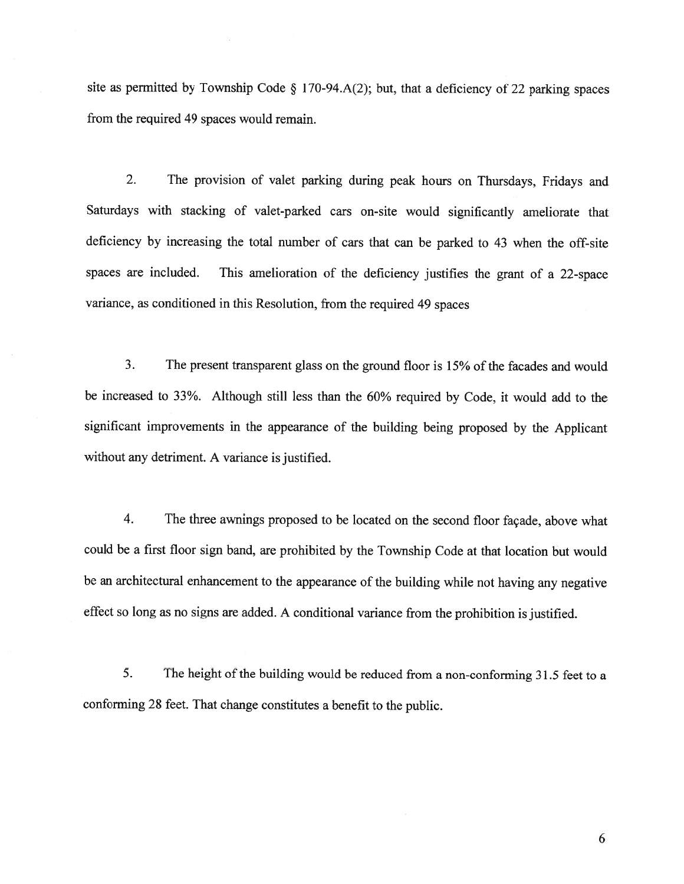site as permitted by Township Code § 170-94.A(2); but, that a deficiency of 22 parking spaces from the required 49 spaces would remain.

2. The provision of valet parking during peak hours on Thursdays, Fridays and Saturdays with stacking of valet-parked cars on-site would significantly ameliorate that deficiency by increasing the total number of cars that can be parked to 43 when the off-site spaces are included. This amelioration of the deficiency justifies the grant of a 22-space variance, as conditioned in this Resolution, from the required 49 spaces

3. The present transparent glass on the ground floor is 15% of the facades and would be increased to 33%. Although still less than the 60% required by Code, it would add to the significant improvements in the appearance of the building being proposed by the Applicant without any detriment. A variance is justified.

4. The three awnings proposed to be located on the second floor façade, above what could be a first floor sign band, are prohibited by the Township Code at that location but would be an architectural enhancement to the appearance of the building while not having any negative effect so long as no signs are added. A conditional variance from the prohibition is justified.

5. The height of the building would be reduced from a non-conforming 31.5 feet to a conforming 28 feet. That change constitutes a benefit to the public.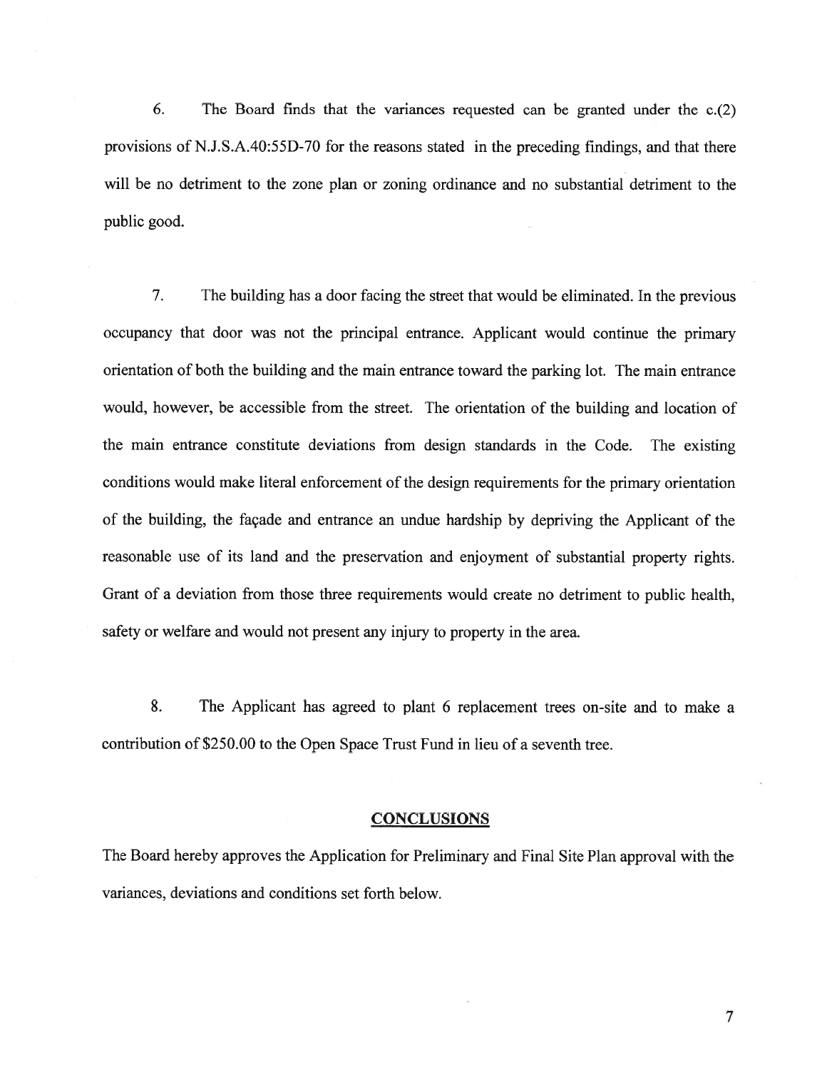6. The Board finds that the variances requested can be granted under the c.(2) provisions of N.J.S.A.40:55D-70 for the reasons stated in the preceding findings, and that there will be no detriment to the zone plan or zoning ordinance and no substantial detriment to the public good.

7. The building has a door facing the street that would be eliminated. In the previous occupancy that door was not the principal entrance. Applicant would continue the primary orientation of both the building and the main entrance toward the parking lot. The main entrance would, however, be accessible from the street. The orientation of the building and location of the main entrance constitute deviations from design standards in the Code. The existing conditions would make literal enforcement of the design requirements for the primary orientation of the building, the façade and entrance an undue hardship by depriving the Applicant of the reasonable use of its land and the preservation and enjoyment of substantial property rights. Grant of a deviation from those three requirements would create no detriment to public health, safety or welfare and would not present any injury to property in the area.

8. The Applicant has agreed to plant 6 replacement trees on-site and to make a contribution of $250.00 to the Open Space Trust Fund in lieu of a seventh tree.

## CONCLUSIONS

The Board hereby approves the Application for Preliminary and Final Site Plan approval with the variances, deviations and conditions set forth below.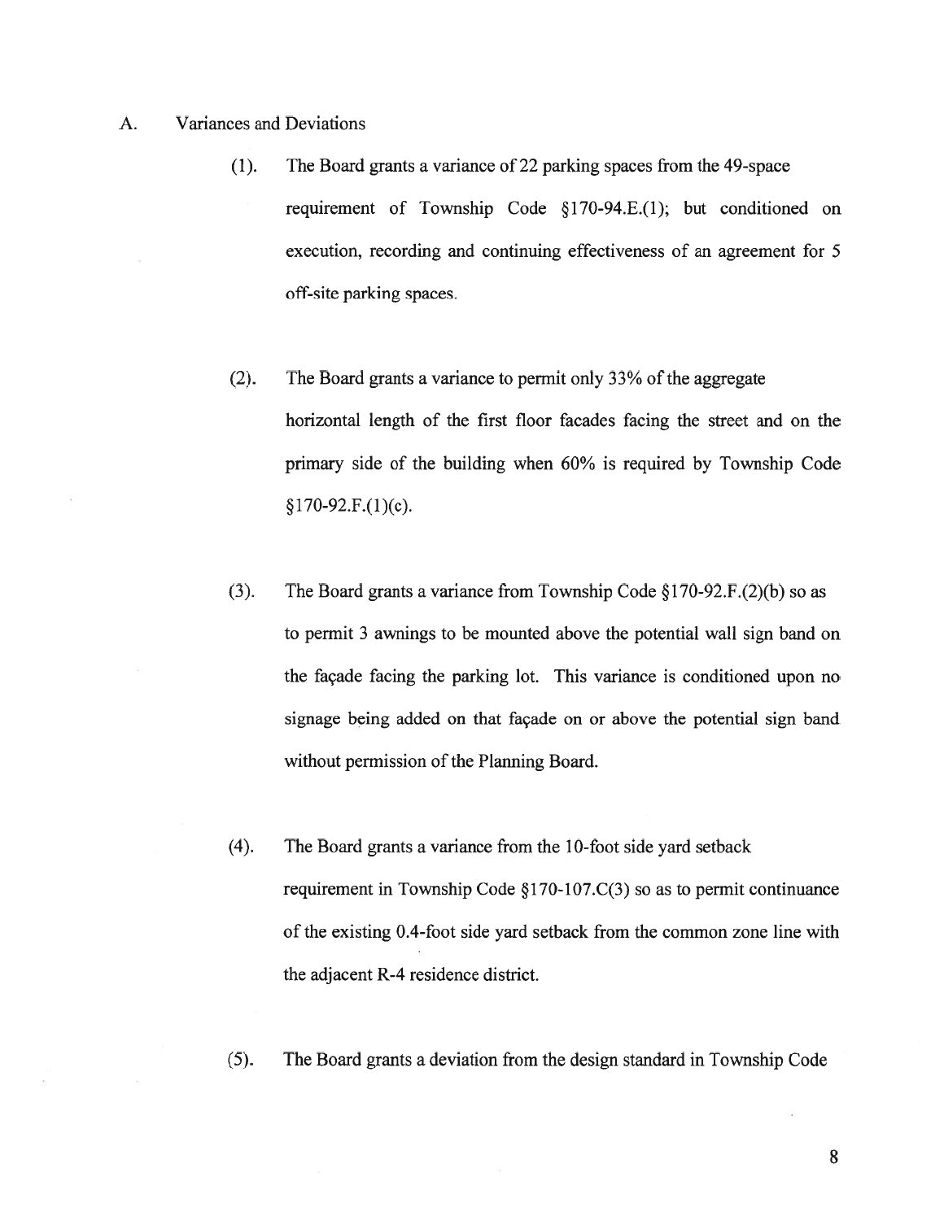A. Variances and Deviations

(1). The Board grants a variance of 22 parking spaces from the 49-space requirement of Township Code §170-94.E.(1); but conditioned on execution, recording and continuing effectiveness of an agreement for 5 off-site parking spaces.

(2). The Board grants a variance to permit only 33% of the aggregate horizontal length of the first floor facades facing the street and on the primary side of the building when 60% is required by Township Code §170-92.F.(1)(c).

(3). The Board grants a variance from Township Code §170-92.F.(2)(b) so as to permit 3 awnings to be mounted above the potential wall sign band on the façade facing the parking lot. This variance is conditioned upon no signage being added on that façade on or above the potential sign band without permission of the Planning Board.

(4). The Board grants a variance from the 10-foot side yard setback requirement in Township Code §170-107.C(3) so as to permit continuance of the existing 0.4-foot side yard setback from the common zone line with the adjacent R-4 residence district.

(5). The Board grants a deviation from the design standard in Township Code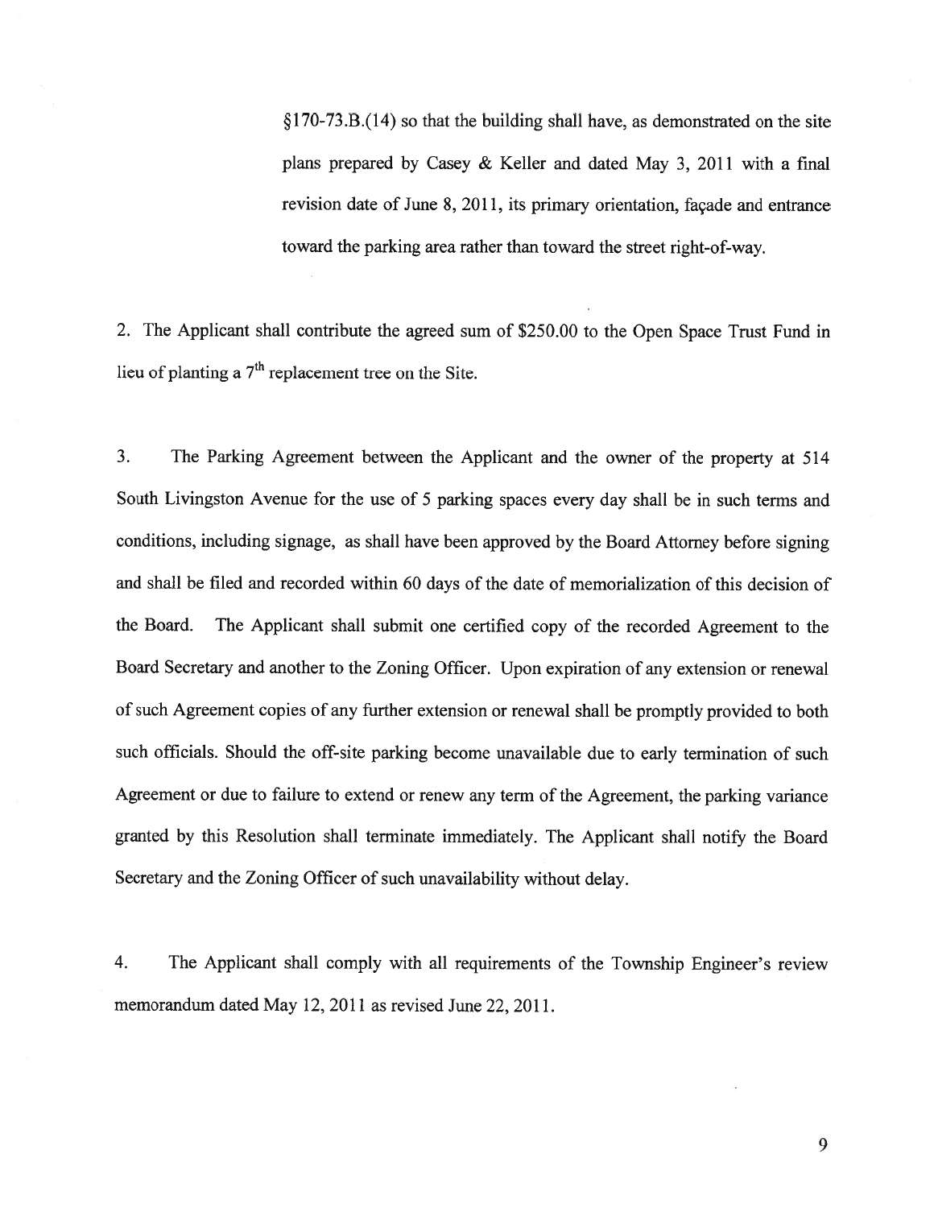§170-73.B.(14) so that the building shall have, as demonstrated on the site plans prepared by Casey & Keller and dated May 3, 2011 with a final revision date of June 8, 2011, its primary orientation, façade and entrance toward the parking area rather than toward the street right-of-way.

2. The Applicant shall contribute the agreed sum of $250.00 to the Open Space Trust Fund in lieu of planting a 7th replacement tree on the Site.

3. The Parking Agreement between the Applicant and the owner of the property at 514 South Livingston Avenue for the use of 5 parking spaces every day shall be in such terms and conditions, including signage, as shall have been approved by the Board Attorney before signing and shall be filed and recorded within 60 days of the date of memorialization of this decision of the Board. The Applicant shall submit one certified copy of the recorded Agreement to the Board Secretary and another to the Zoning Officer. Upon expiration of any extension or renewal of such Agreement copies of any further extension or renewal shall be promptly provided to both such officials. Should the off-site parking become unavailable due to early termination of such Agreement or due to failure to extend or renew any term of the Agreement, the parking variance granted by this Resolution shall terminate immediately. The Applicant shall notify the Board Secretary and the Zoning Officer of such unavailability without delay.

4. The Applicant shall comply with all requirements of the Township Engineer's review memorandum dated May 12, 2011 as revised June 22, 2011.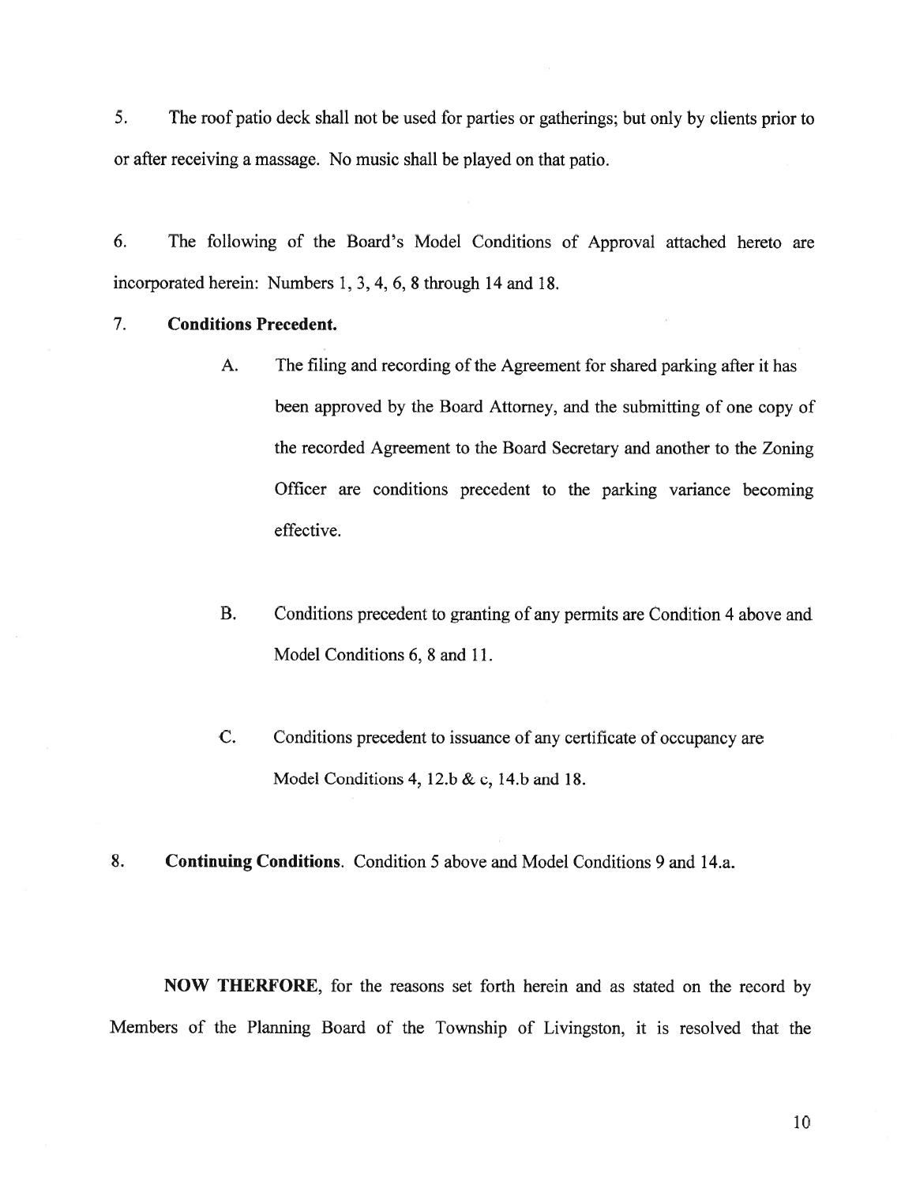5. The roof patio deck shall not be used for parties or gatherings; but only by clients prior to or after receiving a massage. No music shall be played on that patio.

6. The following of the Board's Model Conditions of Approval attached hereto are incorporated herein: Numbers 1, 3, 4, 6, 8 through 14 and 18.

7. **Conditions Precedent.**

   A. The filing and recording of the Agreement for shared parking after it has been approved by the Board Attorney, and the submitting of one copy of the recorded Agreement to the Board Secretary and another to the Zoning Officer are conditions precedent to the parking variance becoming effective.

   B. Conditions precedent to granting of any permits are Condition 4 above and Model Conditions 6, 8 and 11.

   C. Conditions precedent to issuance of any certificate of occupancy are Model Conditions 4, 12.b & c, 14.b and 18.

8. **Continuing Conditions**. Condition 5 above and Model Conditions 9 and 14.a.

**NOW THERFORE**, for the reasons set forth herein and as stated on the record by Members of the Planning Board of the Township of Livingston, it is resolved that the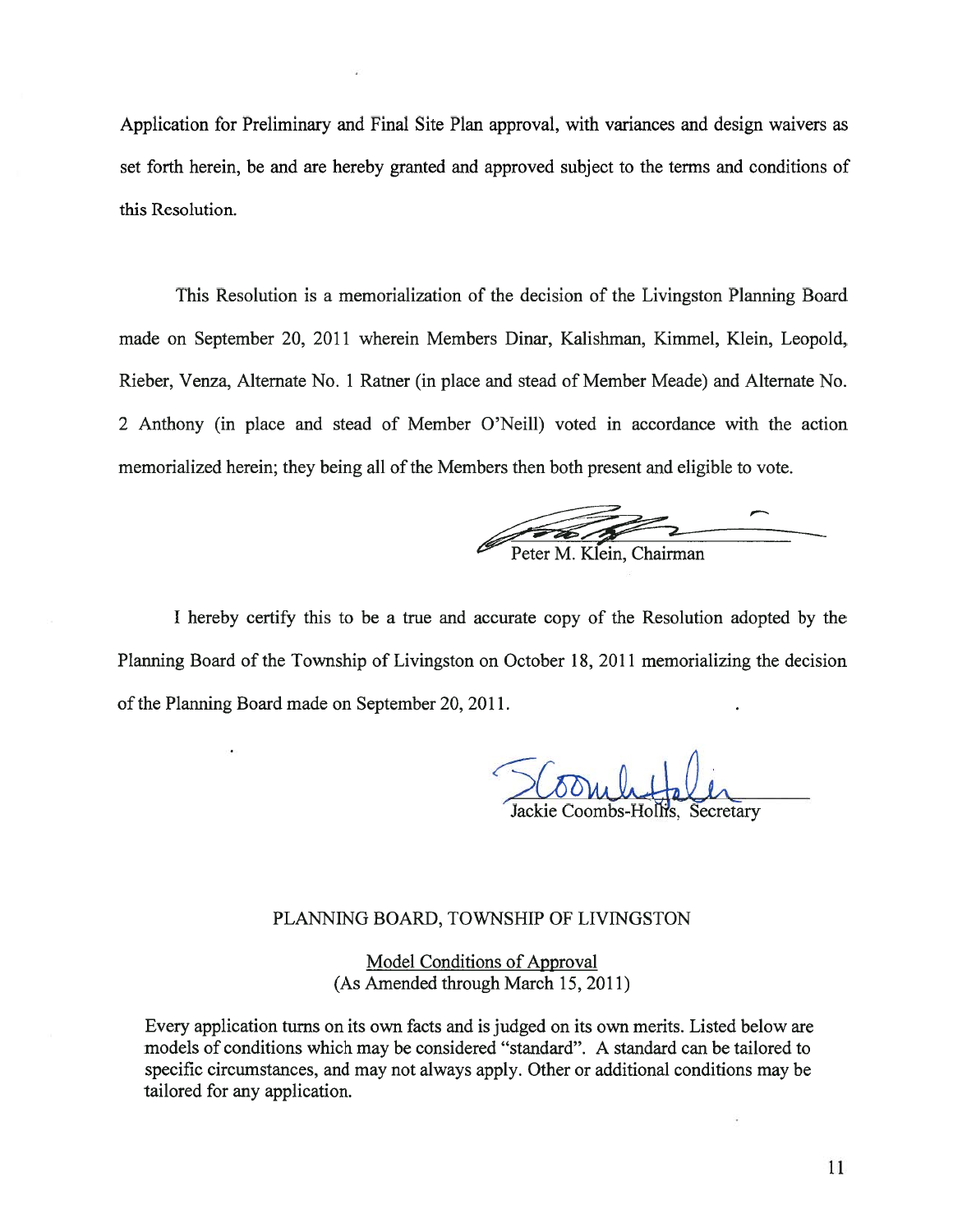Application for Preliminary and Final Site Plan approval, with variances and design waivers as set forth herein, be and are hereby granted and approved subject to the terms and conditions of this Resolution.

This Resolution is a memorialization of the decision of the Livingston Planning Board made on September 20, 2011 wherein Members Dinar, Kalishman, Kimmel, Klein, Leopold, Rieber, Venza, Alternate No. 1 Ratner (in place and stead of Member Meade) and Alternate No. 2 Anthony (in place and stead of Member O'Neill) voted in accordance with the action memorialized herein; they being all of the Members then both present and eligible to vote.

Peter M. Klein, Chairman

I hereby certify this to be a true and accurate copy of the Resolution adopted by the Planning Board of the Township of Livingston on October 18, 2011 memorializing the decision of the Planning Board made on September 20, 2011.

Jackie Coombs-Hollis, Secretary

PLANNING BOARD, TOWNSHIP OF LIVINGSTON

Model Conditions of Approval
(As Amended through March 15, 2011)

Every application turns on its own facts and is judged on its own merits. Listed below are models of conditions which may be considered "standard". A standard can be tailored to specific circumstances, and may not always apply. Other or additional conditions may be tailored for any application.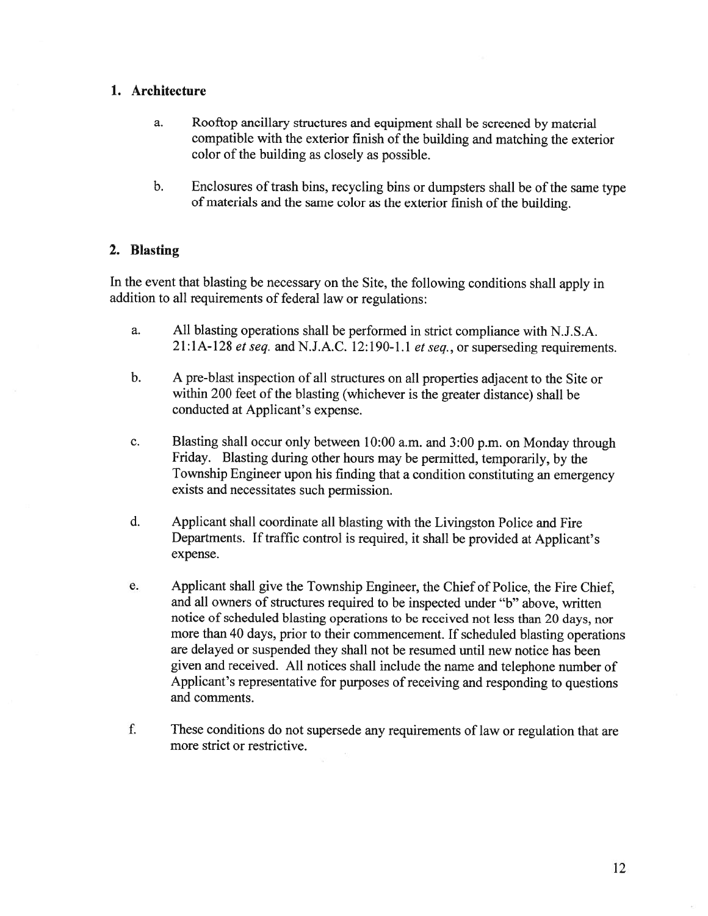## 1. Architecture

a. Rooftop ancillary structures and equipment shall be screened by material compatible with the exterior finish of the building and matching the exterior color of the building as closely as possible.

b. Enclosures of trash bins, recycling bins or dumpsters shall be of the same type of materials and the same color as the exterior finish of the building.

## 2. Blasting

In the event that blasting be necessary on the Site, the following conditions shall apply in addition to all requirements of federal law or regulations:

a. All blasting operations shall be performed in strict compliance with N.J.S.A. 21:1A-128 *et seq.* and N.J.A.C. 12:190-1.1 *et seq.*, or superseding requirements.

b. A pre-blast inspection of all structures on all properties adjacent to the Site or within 200 feet of the blasting (whichever is the greater distance) shall be conducted at Applicant's expense.

c. Blasting shall occur only between 10:00 a.m. and 3:00 p.m. on Monday through Friday. Blasting during other hours may be permitted, temporarily, by the Township Engineer upon his finding that a condition constituting an emergency exists and necessitates such permission.

d. Applicant shall coordinate all blasting with the Livingston Police and Fire Departments. If traffic control is required, it shall be provided at Applicant's expense.

e. Applicant shall give the Township Engineer, the Chief of Police, the Fire Chief, and all owners of structures required to be inspected under "b" above, written notice of scheduled blasting operations to be received not less than 20 days, nor more than 40 days, prior to their commencement. If scheduled blasting operations are delayed or suspended they shall not be resumed until new notice has been given and received. All notices shall include the name and telephone number of Applicant's representative for purposes of receiving and responding to questions and comments.

f. These conditions do not supersede any requirements of law or regulation that are more strict or restrictive.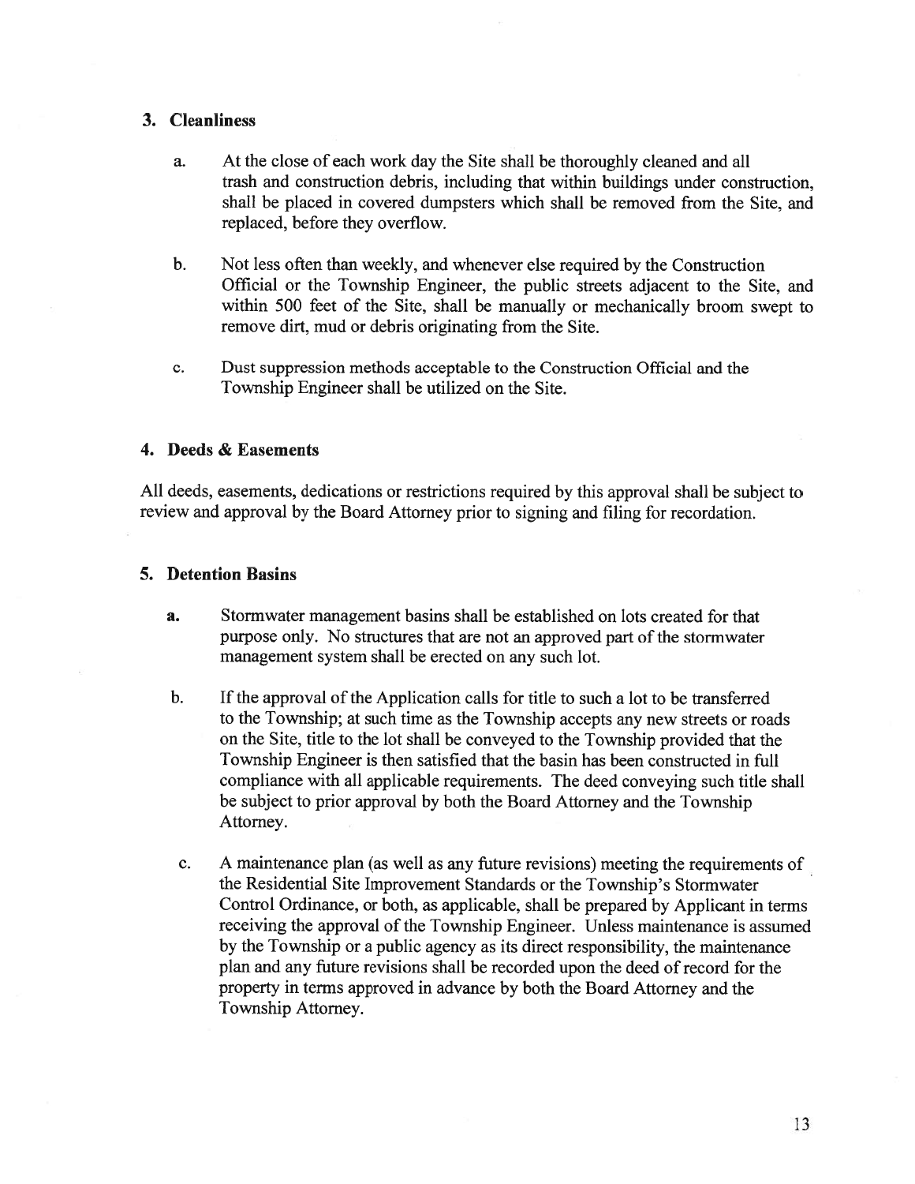### 3. Cleanliness

a. At the close of each work day the Site shall be thoroughly cleaned and all trash and construction debris, including that within buildings under construction, shall be placed in covered dumpsters which shall be removed from the Site, and replaced, before they overflow.

b. Not less often than weekly, and whenever else required by the Construction Official or the Township Engineer, the public streets adjacent to the Site, and within 500 feet of the Site, shall be manually or mechanically broom swept to remove dirt, mud or debris originating from the Site.

c. Dust suppression methods acceptable to the Construction Official and the Township Engineer shall be utilized on the Site.

### 4. Deeds & Easements

All deeds, easements, dedications or restrictions required by this approval shall be subject to review and approval by the Board Attorney prior to signing and filing for recordation.

### 5. Detention Basins

a. Stormwater management basins shall be established on lots created for that purpose only. No structures that are not an approved part of the stormwater management system shall be erected on any such lot.

b. If the approval of the Application calls for title to such a lot to be transferred to the Township; at such time as the Township accepts any new streets or roads on the Site, title to the lot shall be conveyed to the Township provided that the Township Engineer is then satisfied that the basin has been constructed in full compliance with all applicable requirements. The deed conveying such title shall be subject to prior approval by both the Board Attorney and the Township Attorney.

c. A maintenance plan (as well as any future revisions) meeting the requirements of the Residential Site Improvement Standards or the Township's Stormwater Control Ordinance, or both, as applicable, shall be prepared by Applicant in terms receiving the approval of the Township Engineer. Unless maintenance is assumed by the Township or a public agency as its direct responsibility, the maintenance plan and any future revisions shall be recorded upon the deed of record for the property in terms approved in advance by both the Board Attorney and the Township Attorney.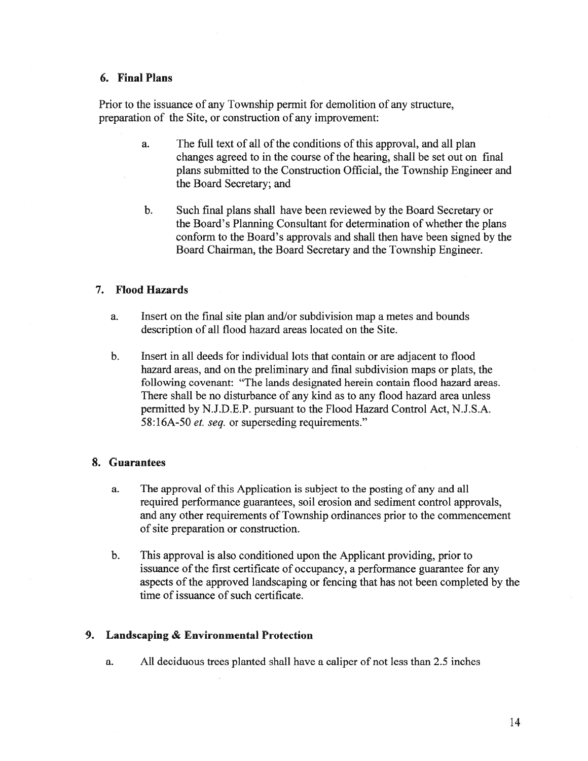## 6. Final Plans

Prior to the issuance of any Township permit for demolition of any structure, preparation of the Site, or construction of any improvement:

a. The full text of all of the conditions of this approval, and all plan changes agreed to in the course of the hearing, shall be set out on final plans submitted to the Construction Official, the Township Engineer and the Board Secretary; and

b. Such final plans shall have been reviewed by the Board Secretary or the Board's Planning Consultant for determination of whether the plans conform to the Board's approvals and shall then have been signed by the Board Chairman, the Board Secretary and the Township Engineer.

## 7. Flood Hazards

a. Insert on the final site plan and/or subdivision map a metes and bounds description of all flood hazard areas located on the Site.

b. Insert in all deeds for individual lots that contain or are adjacent to flood hazard areas, and on the preliminary and final subdivision maps or plats, the following covenant: "The lands designated herein contain flood hazard areas. There shall be no disturbance of any kind as to any flood hazard area unless permitted by N.J.D.E.P. pursuant to the Flood Hazard Control Act, N.J.S.A. 58:16A-50 *et. seq.* or superseding requirements."

## 8. Guarantees

a. The approval of this Application is subject to the posting of any and all required performance guarantees, soil erosion and sediment control approvals, and any other requirements of Township ordinances prior to the commencement of site preparation or construction.

b. This approval is also conditioned upon the Applicant providing, prior to issuance of the first certificate of occupancy, a performance guarantee for any aspects of the approved landscaping or fencing that has not been completed by the time of issuance of such certificate.

## 9. Landscaping & Environmental Protection

a. All deciduous trees planted shall have a caliper of not less than 2.5 inches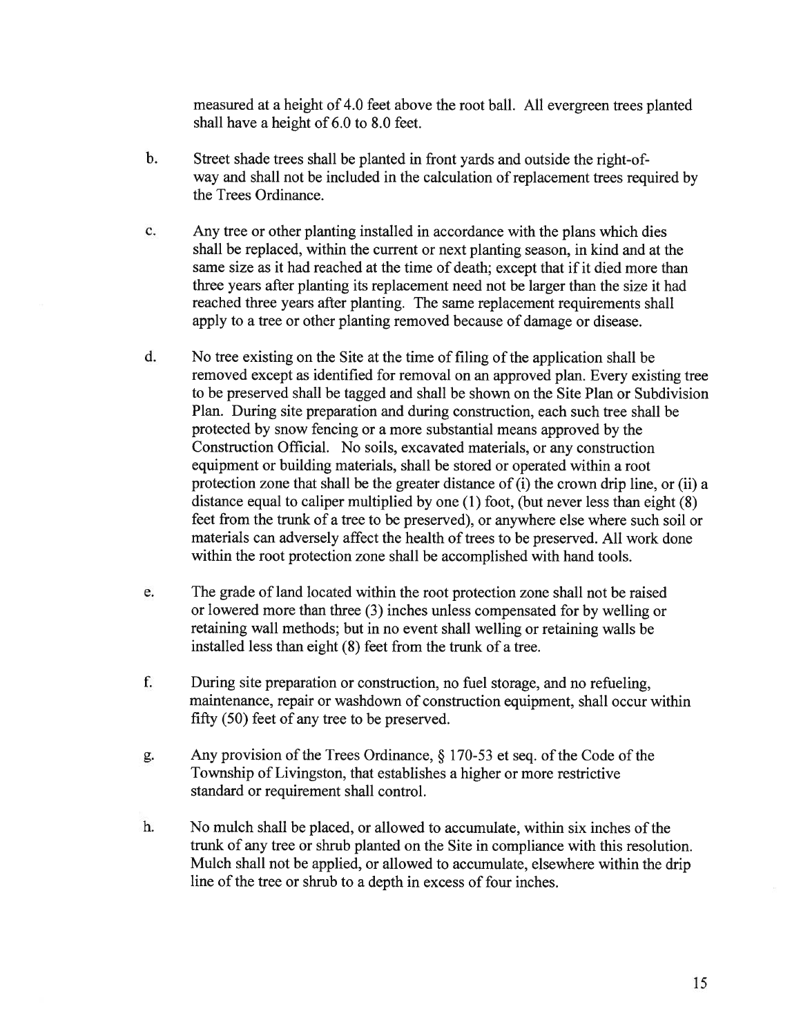measured at a height of 4.0 feet above the root ball. All evergreen trees planted shall have a height of 6.0 to 8.0 feet.

b. Street shade trees shall be planted in front yards and outside the right-of-way and shall not be included in the calculation of replacement trees required by the Trees Ordinance.

c. Any tree or other planting installed in accordance with the plans which dies shall be replaced, within the current or next planting season, in kind and at the same size as it had reached at the time of death; except that if it died more than three years after planting its replacement need not be larger than the size it had reached three years after planting. The same replacement requirements shall apply to a tree or other planting removed because of damage or disease.

d. No tree existing on the Site at the time of filing of the application shall be removed except as identified for removal on an approved plan. Every existing tree to be preserved shall be tagged and shall be shown on the Site Plan or Subdivision Plan. During site preparation and during construction, each such tree shall be protected by snow fencing or a more substantial means approved by the Construction Official. No soils, excavated materials, or any construction equipment or building materials, shall be stored or operated within a root protection zone that shall be the greater distance of (i) the crown drip line, or (ii) a distance equal to caliper multiplied by one (1) foot, (but never less than eight (8) feet from the trunk of a tree to be preserved), or anywhere else where such soil or materials can adversely affect the health of trees to be preserved. All work done within the root protection zone shall be accomplished with hand tools.

e. The grade of land located within the root protection zone shall not be raised or lowered more than three (3) inches unless compensated for by welling or retaining wall methods; but in no event shall welling or retaining walls be installed less than eight (8) feet from the trunk of a tree.

f. During site preparation or construction, no fuel storage, and no refueling, maintenance, repair or washdown of construction equipment, shall occur within fifty (50) feet of any tree to be preserved.

g. Any provision of the Trees Ordinance, § 170-53 et seq. of the Code of the Township of Livingston, that establishes a higher or more restrictive standard or requirement shall control.

h. No mulch shall be placed, or allowed to accumulate, within six inches of the trunk of any tree or shrub planted on the Site in compliance with this resolution. Mulch shall not be applied, or allowed to accumulate, elsewhere within the drip line of the tree or shrub to a depth in excess of four inches.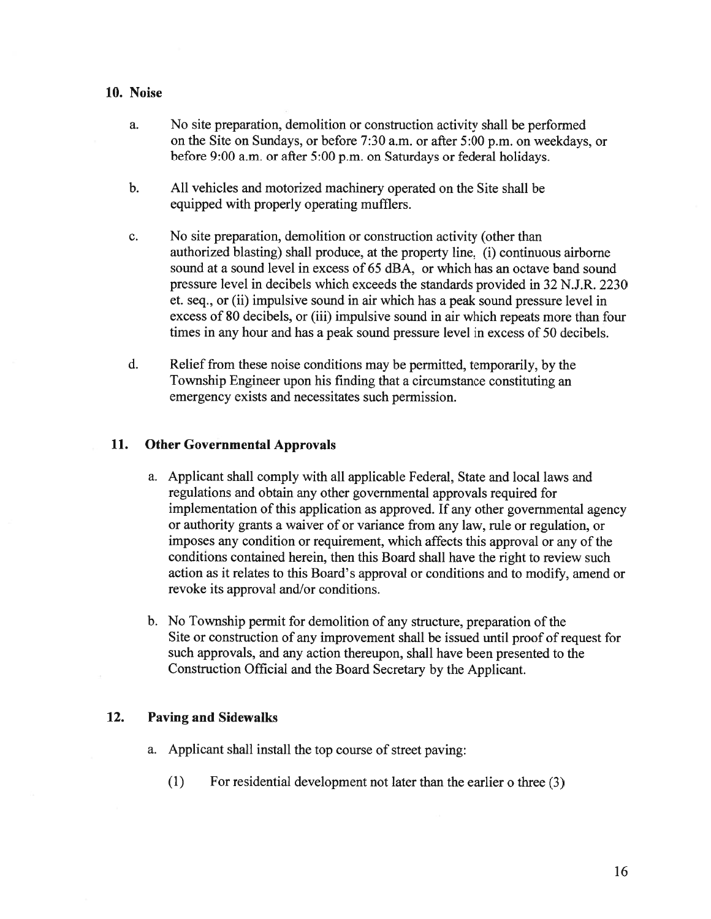## 10. Noise

a. No site preparation, demolition or construction activity shall be performed on the Site on Sundays, or before 7:30 a.m. or after 5:00 p.m. on weekdays, or before 9:00 a.m. or after 5:00 p.m. on Saturdays or federal holidays.

b. All vehicles and motorized machinery operated on the Site shall be equipped with properly operating mufflers.

c. No site preparation, demolition or construction activity (other than authorized blasting) shall produce, at the property line, (i) continuous airborne sound at a sound level in excess of 65 dBA, or which has an octave band sound pressure level in decibels which exceeds the standards provided in 32 N.J.R. 2230 et. seq., or (ii) impulsive sound in air which has a peak sound pressure level in excess of 80 decibels, or (iii) impulsive sound in air which repeats more than four times in any hour and has a peak sound pressure level in excess of 50 decibels.

d. Relief from these noise conditions may be permitted, temporarily, by the Township Engineer upon his finding that a circumstance constituting an emergency exists and necessitates such permission.

## 11. Other Governmental Approvals

a. Applicant shall comply with all applicable Federal, State and local laws and regulations and obtain any other governmental approvals required for implementation of this application as approved. If any other governmental agency or authority grants a waiver of or variance from any law, rule or regulation, or imposes any condition or requirement, which affects this approval or any of the conditions contained herein, then this Board shall have the right to review such action as it relates to this Board's approval or conditions and to modify, amend or revoke its approval and/or conditions.

b. No Township permit for demolition of any structure, preparation of the Site or construction of any improvement shall be issued until proof of request for such approvals, and any action thereupon, shall have been presented to the Construction Official and the Board Secretary by the Applicant.

## 12. Paving and Sidewalks

a. Applicant shall install the top course of street paving:

(1) For residential development not later than the earlier o three (3)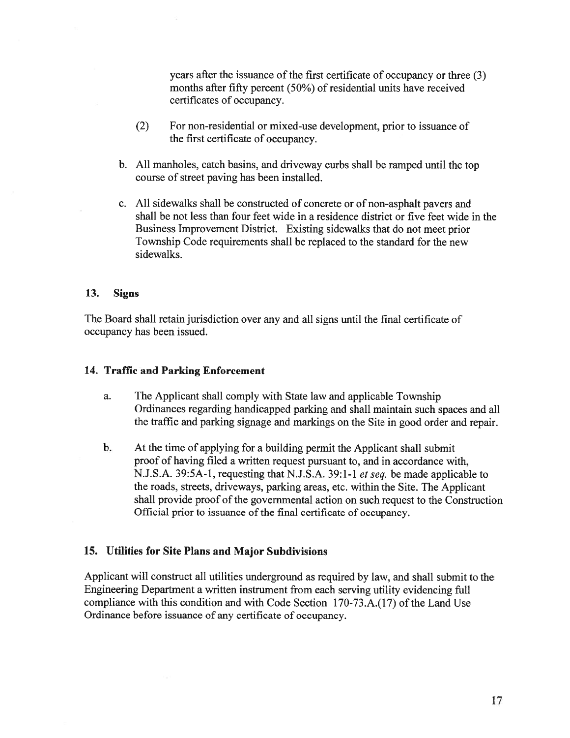years after the issuance of the first certificate of occupancy or three (3) months after fifty percent (50%) of residential units have received certificates of occupancy.

(2) For non-residential or mixed-use development, prior to issuance of the first certificate of occupancy.

b. All manholes, catch basins, and driveway curbs shall be ramped until the top course of street paving has been installed.

c. All sidewalks shall be constructed of concrete or of non-asphalt pavers and shall be not less than four feet wide in a residence district or five feet wide in the Business Improvement District. Existing sidewalks that do not meet prior Township Code requirements shall be replaced to the standard for the new sidewalks.

### 13. Signs

The Board shall retain jurisdiction over any and all signs until the final certificate of occupancy has been issued.

### 14. Traffic and Parking Enforcement

a. The Applicant shall comply with State law and applicable Township Ordinances regarding handicapped parking and shall maintain such spaces and all the traffic and parking signage and markings on the Site in good order and repair.

b. At the time of applying for a building permit the Applicant shall submit proof of having filed a written request pursuant to, and in accordance with, N.J.S.A. 39:5A-1, requesting that N.J.S.A. 39:1-1 *et seq.* be made applicable to the roads, streets, driveways, parking areas, etc. within the Site. The Applicant shall provide proof of the governmental action on such request to the Construction Official prior to issuance of the final certificate of occupancy.

### 15. Utilities for Site Plans and Major Subdivisions

Applicant will construct all utilities underground as required by law, and shall submit to the Engineering Department a written instrument from each serving utility evidencing full compliance with this condition and with Code Section 170-73.A.(17) of the Land Use Ordinance before issuance of any certificate of occupancy.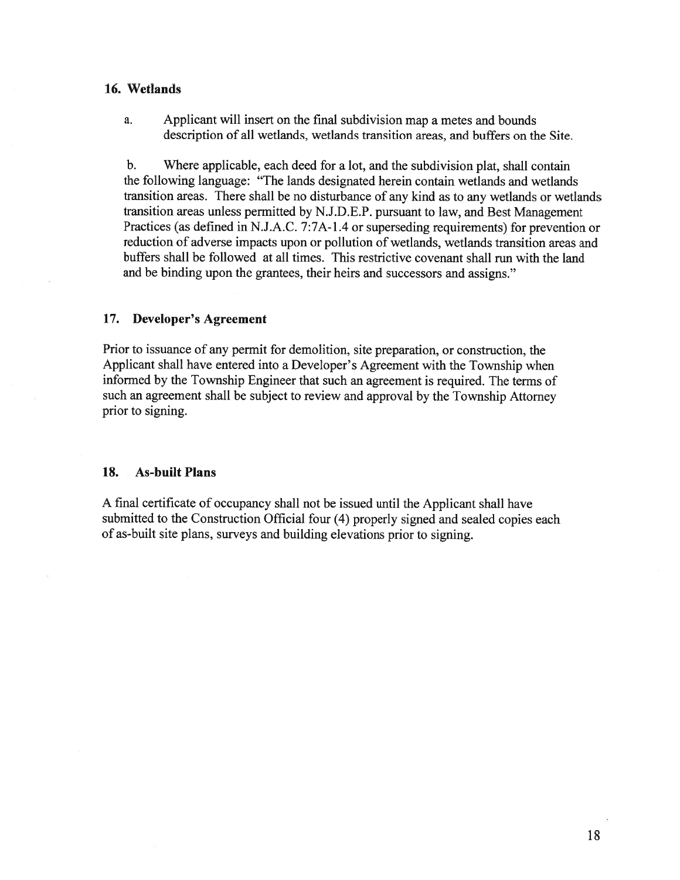### 16. Wetlands

a. Applicant will insert on the final subdivision map a metes and bounds description of all wetlands, wetlands transition areas, and buffers on the Site.

b. Where applicable, each deed for a lot, and the subdivision plat, shall contain the following language: "The lands designated herein contain wetlands and wetlands transition areas. There shall be no disturbance of any kind as to any wetlands or wetlands transition areas unless permitted by N.J.D.E.P. pursuant to law, and Best Management Practices (as defined in N.J.A.C. 7:7A-1.4 or superseding requirements) for prevention or reduction of adverse impacts upon or pollution of wetlands, wetlands transition areas and buffers shall be followed at all times. This restrictive covenant shall run with the land and be binding upon the grantees, their heirs and successors and assigns."

### 17. Developer's Agreement

Prior to issuance of any permit for demolition, site preparation, or construction, the Applicant shall have entered into a Developer's Agreement with the Township when informed by the Township Engineer that such an agreement is required. The terms of such an agreement shall be subject to review and approval by the Township Attorney prior to signing.

### 18. As-built Plans

A final certificate of occupancy shall not be issued until the Applicant shall have submitted to the Construction Official four (4) properly signed and sealed copies each of as-built site plans, surveys and building elevations prior to signing.